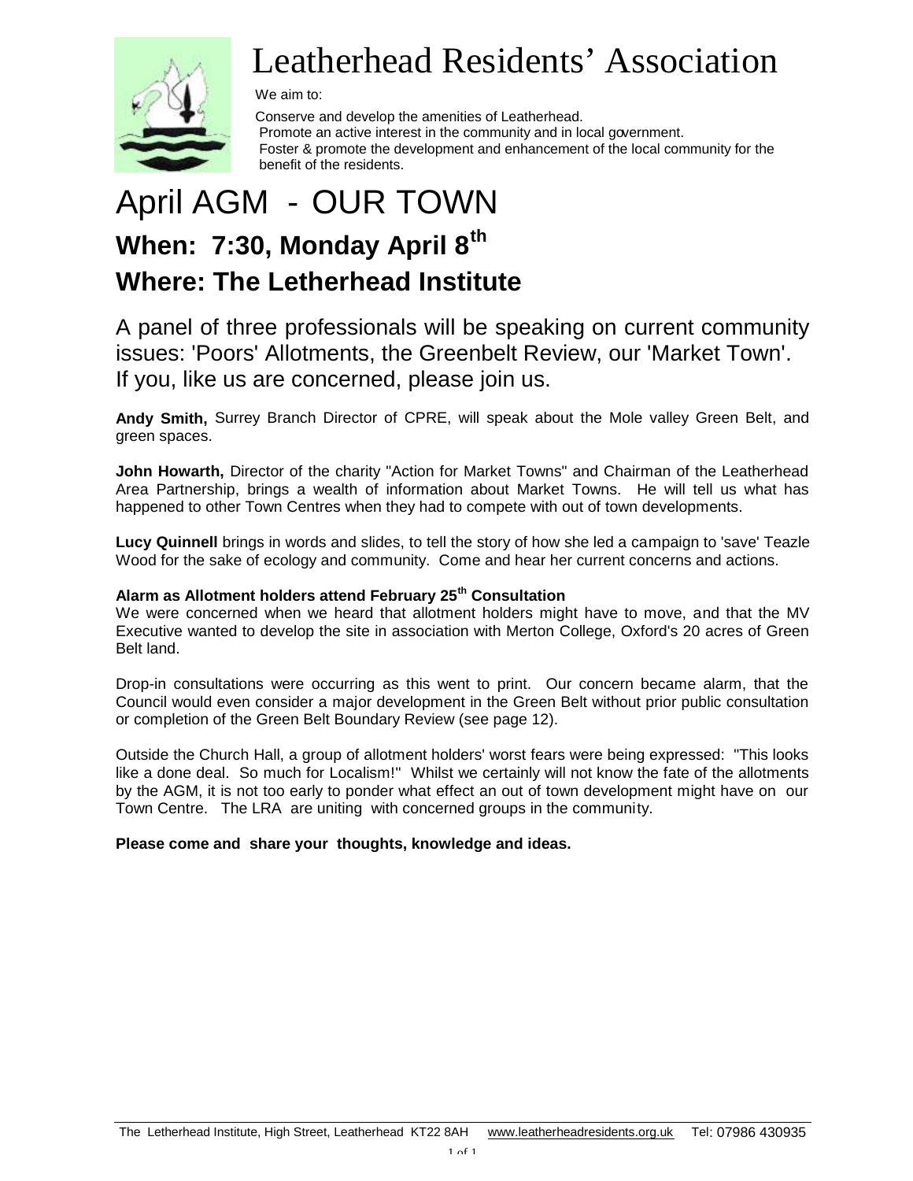# Leatherhead Residents' Association

We aim to:

Conserve and develop the amenities of Leatherhead.
Promote an active interest in the community and in local government.
Foster & promote the development and enhancement of the local community for the benefit of the residents.

# April AGM - OUR TOWN

## When: 7:30, Monday April 8th

## Where: The Letherhead Institute

A panel of three professionals will be speaking on current community issues: 'Poors' Allotments, the Greenbelt Review, our 'Market Town'. If you, like us are concerned, please join us.

**Andy Smith,** Surrey Branch Director of CPRE, will speak about the Mole valley Green Belt, and green spaces.

**John Howarth,** Director of the charity "Action for Market Towns" and Chairman of the Leatherhead Area Partnership, brings a wealth of information about Market Towns. He will tell us what has happened to other Town Centres when they had to compete with out of town developments.

**Lucy Quinnell** brings in words and slides, to tell the story of how she led a campaign to 'save' Teazle Wood for the sake of ecology and community. Come and hear her current concerns and actions.

**Alarm as Allotment holders attend February 25th Consultation**

We were concerned when we heard that allotment holders might have to move, and that the MV Executive wanted to develop the site in association with Merton College, Oxford's 20 acres of Green Belt land.

Drop-in consultations were occurring as this went to print. Our concern became alarm, that the Council would even consider a major development in the Green Belt without prior public consultation or completion of the Green Belt Boundary Review (see page 12).

Outside the Church Hall, a group of allotment holders' worst fears were being expressed: "This looks like a done deal. So much for Localism!" Whilst we certainly will not know the fate of the allotments by the AGM, it is not too early to ponder what effect an out of town development might have on our Town Centre. The LRA are uniting with concerned groups in the community.

**Please come and share your thoughts, knowledge and ideas.**

The Letherhead Institute, High Street, Leatherhead KT22 8AH www.leatherheadresidents.org.uk Tel: 07986 430935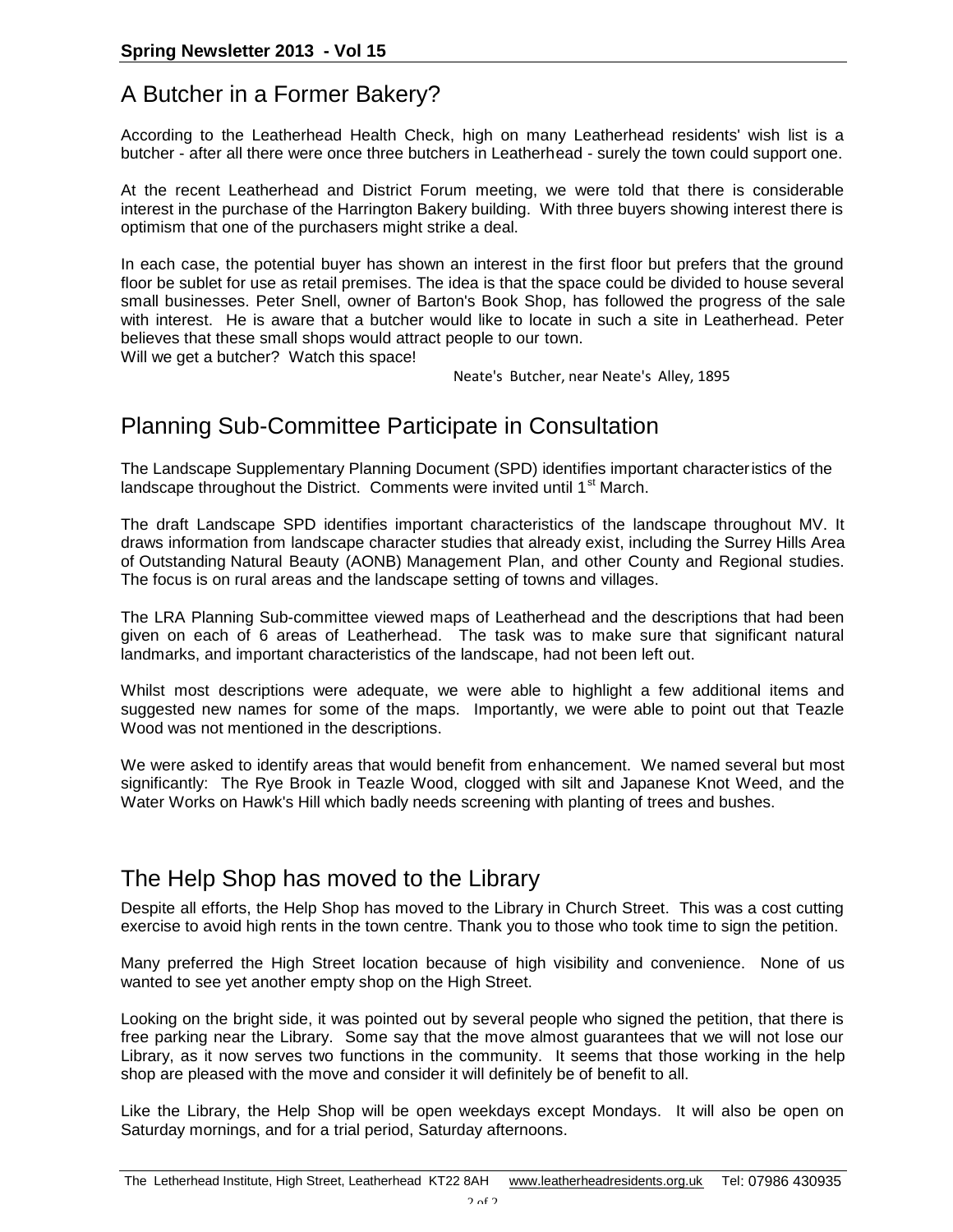## A Butcher in a Former Bakery?

According to the Leatherhead Health Check, high on many Leatherhead residents' wish list is a butcher - after all there were once three butchers in Leatherhead - surely the town could support one.

At the recent Leatherhead and District Forum meeting, we were told that there is considerable interest in the purchase of the Harrington Bakery building. With three buyers showing interest there is optimism that one of the purchasers might strike a deal.

In each case, the potential buyer has shown an interest in the first floor but prefers that the ground floor be sublet for use as retail premises. The idea is that the space could be divided to house several small businesses. Peter Snell, owner of Barton's Book Shop, has followed the progress of the sale with interest. He is aware that a butcher would like to locate in such a site in Leatherhead. Peter believes that these small shops would attract people to our town.
Will we get a butcher? Watch this space!

Neate's Butcher, near Neate's Alley, 1895

## Planning Sub-Committee Participate in Consultation

The Landscape Supplementary Planning Document (SPD) identifies important characteristics of the landscape throughout the District. Comments were invited until 1st March.

The draft Landscape SPD identifies important characteristics of the landscape throughout MV. It draws information from landscape character studies that already exist, including the Surrey Hills Area of Outstanding Natural Beauty (AONB) Management Plan, and other County and Regional studies. The focus is on rural areas and the landscape setting of towns and villages.

The LRA Planning Sub-committee viewed maps of Leatherhead and the descriptions that had been given on each of 6 areas of Leatherhead. The task was to make sure that significant natural landmarks, and important characteristics of the landscape, had not been left out.

Whilst most descriptions were adequate, we were able to highlight a few additional items and suggested new names for some of the maps. Importantly, we were able to point out that Teazle Wood was not mentioned in the descriptions.

We were asked to identify areas that would benefit from enhancement. We named several but most significantly: The Rye Brook in Teazle Wood, clogged with silt and Japanese Knot Weed, and the Water Works on Hawk's Hill which badly needs screening with planting of trees and bushes.

## The Help Shop has moved to the Library

Despite all efforts, the Help Shop has moved to the Library in Church Street. This was a cost cutting exercise to avoid high rents in the town centre. Thank you to those who took time to sign the petition.

Many preferred the High Street location because of high visibility and convenience. None of us wanted to see yet another empty shop on the High Street.

Looking on the bright side, it was pointed out by several people who signed the petition, that there is free parking near the Library. Some say that the move almost guarantees that we will not lose our Library, as it now serves two functions in the community. It seems that those working in the help shop are pleased with the move and consider it will definitely be of benefit to all.

Like the Library, the Help Shop will be open weekdays except Mondays. It will also be open on Saturday mornings, and for a trial period, Saturday afternoons.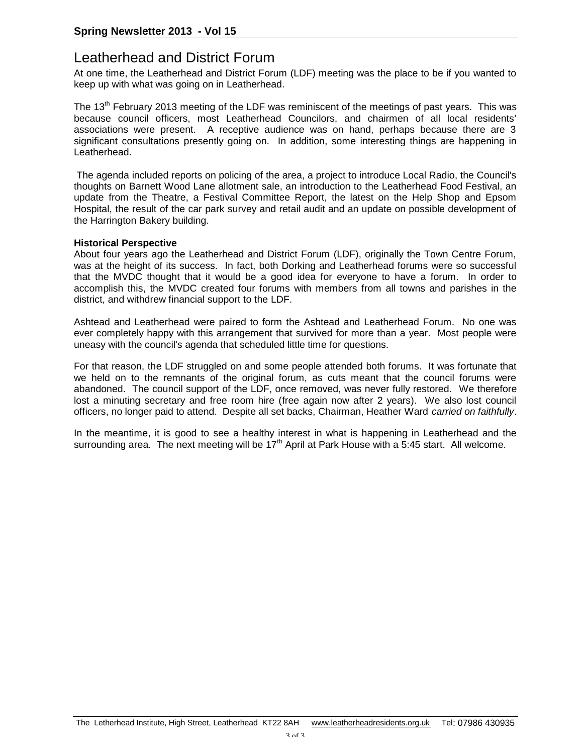# Leatherhead and District Forum

At one time, the Leatherhead and District Forum (LDF) meeting was the place to be if you wanted to keep up with what was going on in Leatherhead.

The 13th February 2013 meeting of the LDF was reminiscent of the meetings of past years. This was because council officers, most Leatherhead Councilors, and chairmen of all local residents' associations were present. A receptive audience was on hand, perhaps because there are 3 significant consultations presently going on. In addition, some interesting things are happening in Leatherhead.

The agenda included reports on policing of the area, a project to introduce Local Radio, the Council's thoughts on Barnett Wood Lane allotment sale, an introduction to the Leatherhead Food Festival, an update from the Theatre, a Festival Committee Report, the latest on the Help Shop and Epsom Hospital, the result of the car park survey and retail audit and an update on possible development of the Harrington Bakery building.

**Historical Perspective**

About four years ago the Leatherhead and District Forum (LDF), originally the Town Centre Forum, was at the height of its success. In fact, both Dorking and Leatherhead forums were so successful that the MVDC thought that it would be a good idea for everyone to have a forum. In order to accomplish this, the MVDC created four forums with members from all towns and parishes in the district, and withdrew financial support to the LDF.

Ashtead and Leatherhead were paired to form the Ashtead and Leatherhead Forum. No one was ever completely happy with this arrangement that survived for more than a year. Most people were uneasy with the council's agenda that scheduled little time for questions.

For that reason, the LDF struggled on and some people attended both forums. It was fortunate that we held on to the remnants of the original forum, as cuts meant that the council forums were abandoned. The council support of the LDF, once removed, was never fully restored. We therefore lost a minuting secretary and free room hire (free again now after 2 years). We also lost council officers, no longer paid to attend. Despite all set backs, Chairman, Heather Ward *carried on faithfully*.

In the meantime, it is good to see a healthy interest in what is happening in Leatherhead and the surrounding area. The next meeting will be 17th April at Park House with a 5:45 start. All welcome.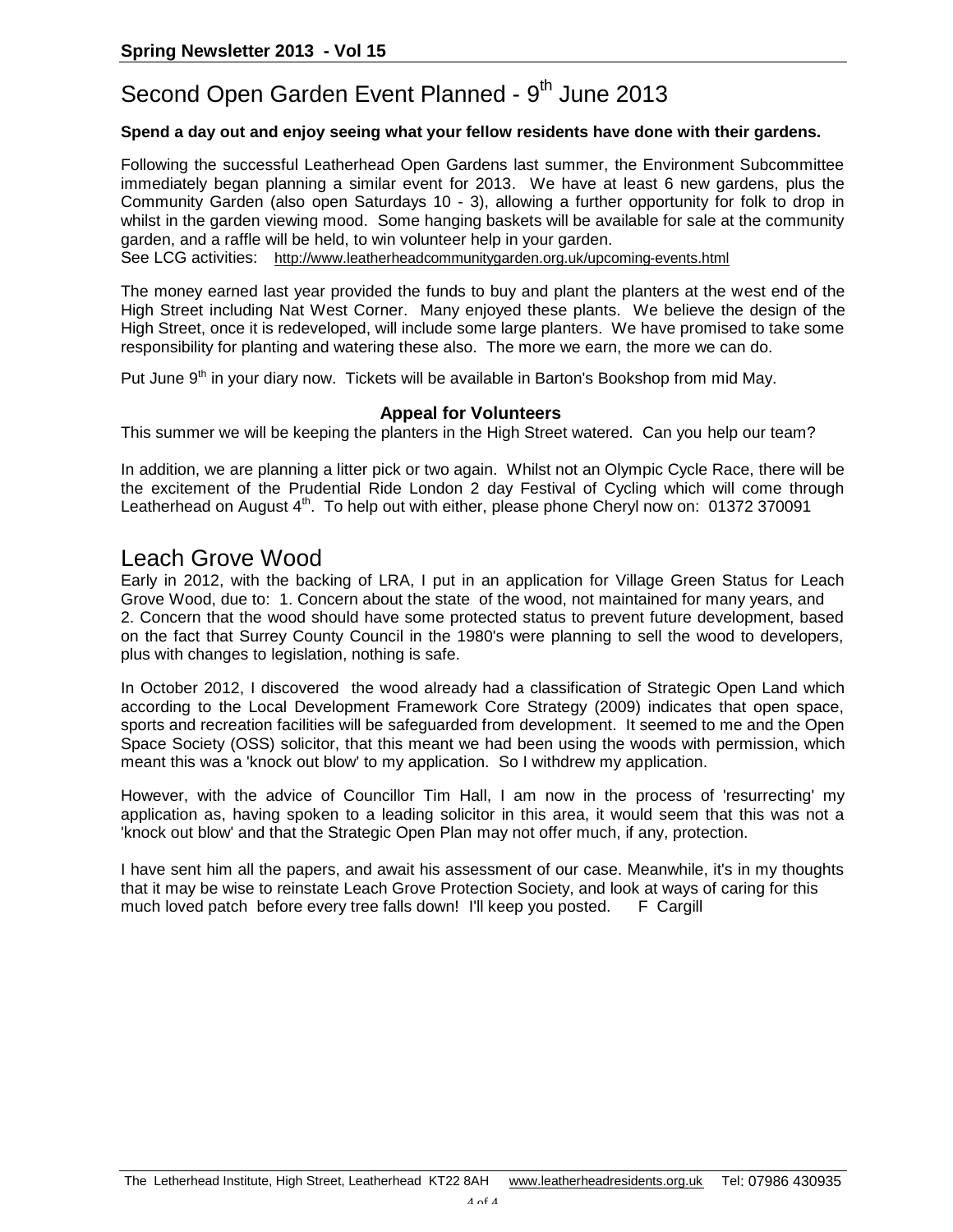# Second Open Garden Event Planned - 9th June 2013

**Spend a day out and enjoy seeing what your fellow residents have done with their gardens.**

Following the successful Leatherhead Open Gardens last summer, the Environment Subcommittee immediately began planning a similar event for 2013. We have at least 6 new gardens, plus the Community Garden (also open Saturdays 10 - 3), allowing a further opportunity for folk to drop in whilst in the garden viewing mood. Some hanging baskets will be available for sale at the community garden, and a raffle will be held, to win volunteer help in your garden.
See LCG activities: http://www.leatherheadcommunitygarden.org.uk/upcoming-events.html

The money earned last year provided the funds to buy and plant the planters at the west end of the High Street including Nat West Corner. Many enjoyed these plants. We believe the design of the High Street, once it is redeveloped, will include some large planters. We have promised to take some responsibility for planting and watering these also. The more we earn, the more we can do.

Put June 9th in your diary now. Tickets will be available in Barton's Bookshop from mid May.

### Appeal for Volunteers

This summer we will be keeping the planters in the High Street watered. Can you help our team?

In addition, we are planning a litter pick or two again. Whilst not an Olympic Cycle Race, there will be the excitement of the Prudential Ride London 2 day Festival of Cycling which will come through Leatherhead on August 4th. To help out with either, please phone Cheryl now on: 01372 370091

# Leach Grove Wood

Early in 2012, with the backing of LRA, I put in an application for Village Green Status for Leach Grove Wood, due to: 1. Concern about the state of the wood, not maintained for many years, and 2. Concern that the wood should have some protected status to prevent future development, based on the fact that Surrey County Council in the 1980's were planning to sell the wood to developers, plus with changes to legislation, nothing is safe.

In October 2012, I discovered the wood already had a classification of Strategic Open Land which according to the Local Development Framework Core Strategy (2009) indicates that open space, sports and recreation facilities will be safeguarded from development. It seemed to me and the Open Space Society (OSS) solicitor, that this meant we had been using the woods with permission, which meant this was a 'knock out blow' to my application. So I withdrew my application.

However, with the advice of Councillor Tim Hall, I am now in the process of 'resurrecting' my application as, having spoken to a leading solicitor in this area, it would seem that this was not a 'knock out blow' and that the Strategic Open Plan may not offer much, if any, protection.

I have sent him all the papers, and await his assessment of our case. Meanwhile, it's in my thoughts that it may be wise to reinstate Leach Grove Protection Society, and look at ways of caring for this much loved patch before every tree falls down! I'll keep you posted. F Cargill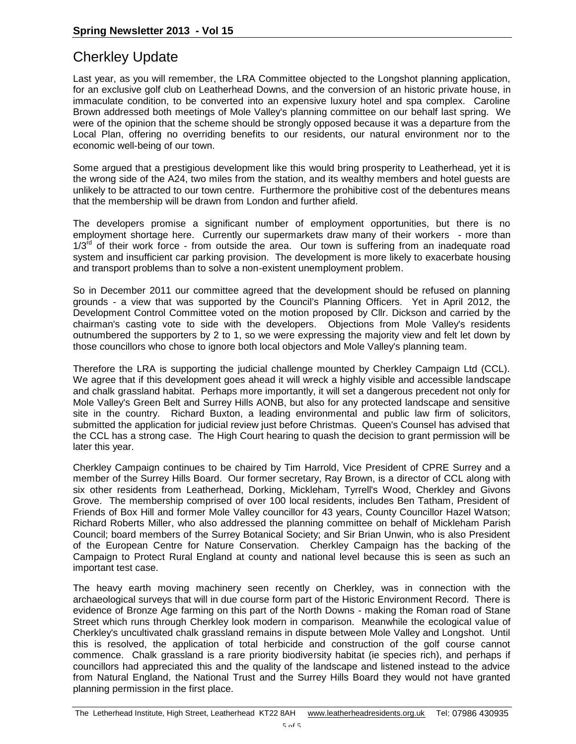## Cherkley Update

Last year, as you will remember, the LRA Committee objected to the Longshot planning application, for an exclusive golf club on Leatherhead Downs, and the conversion of an historic private house, in immaculate condition, to be converted into an expensive luxury hotel and spa complex. Caroline Brown addressed both meetings of Mole Valley's planning committee on our behalf last spring. We were of the opinion that the scheme should be strongly opposed because it was a departure from the Local Plan, offering no overriding benefits to our residents, our natural environment nor to the economic well-being of our town.

Some argued that a prestigious development like this would bring prosperity to Leatherhead, yet it is the wrong side of the A24, two miles from the station, and its wealthy members and hotel guests are unlikely to be attracted to our town centre. Furthermore the prohibitive cost of the debentures means that the membership will be drawn from London and further afield.

The developers promise a significant number of employment opportunities, but there is no employment shortage here. Currently our supermarkets draw many of their workers - more than 1/3rd of their work force - from outside the area. Our town is suffering from an inadequate road system and insufficient car parking provision. The development is more likely to exacerbate housing and transport problems than to solve a non-existent unemployment problem.

So in December 2011 our committee agreed that the development should be refused on planning grounds - a view that was supported by the Council's Planning Officers. Yet in April 2012, the Development Control Committee voted on the motion proposed by Cllr. Dickson and carried by the chairman's casting vote to side with the developers. Objections from Mole Valley's residents outnumbered the supporters by 2 to 1, so we were expressing the majority view and felt let down by those councillors who chose to ignore both local objectors and Mole Valley's planning team.

Therefore the LRA is supporting the judicial challenge mounted by Cherkley Campaign Ltd (CCL). We agree that if this development goes ahead it will wreck a highly visible and accessible landscape and chalk grassland habitat. Perhaps more importantly, it will set a dangerous precedent not only for Mole Valley's Green Belt and Surrey Hills AONB, but also for any protected landscape and sensitive site in the country. Richard Buxton, a leading environmental and public law firm of solicitors, submitted the application for judicial review just before Christmas. Queen's Counsel has advised that the CCL has a strong case. The High Court hearing to quash the decision to grant permission will be later this year.

Cherkley Campaign continues to be chaired by Tim Harrold, Vice President of CPRE Surrey and a member of the Surrey Hills Board. Our former secretary, Ray Brown, is a director of CCL along with six other residents from Leatherhead, Dorking, Mickleham, Tyrrell's Wood, Cherkley and Givons Grove. The membership comprised of over 100 local residents, includes Ben Tatham, President of Friends of Box Hill and former Mole Valley councillor for 43 years, County Councillor Hazel Watson; Richard Roberts Miller, who also addressed the planning committee on behalf of Mickleham Parish Council; board members of the Surrey Botanical Society; and Sir Brian Unwin, who is also President of the European Centre for Nature Conservation. Cherkley Campaign has the backing of the Campaign to Protect Rural England at county and national level because this is seen as such an important test case.

The heavy earth moving machinery seen recently on Cherkley, was in connection with the archaeological surveys that will in due course form part of the Historic Environment Record. There is evidence of Bronze Age farming on this part of the North Downs - making the Roman road of Stane Street which runs through Cherkley look modern in comparison. Meanwhile the ecological value of Cherkley's uncultivated chalk grassland remains in dispute between Mole Valley and Longshot. Until this is resolved, the application of total herbicide and construction of the golf course cannot commence. Chalk grassland is a rare priority biodiversity habitat (ie species rich), and perhaps if councillors had appreciated this and the quality of the landscape and listened instead to the advice from Natural England, the National Trust and the Surrey Hills Board they would not have granted planning permission in the first place.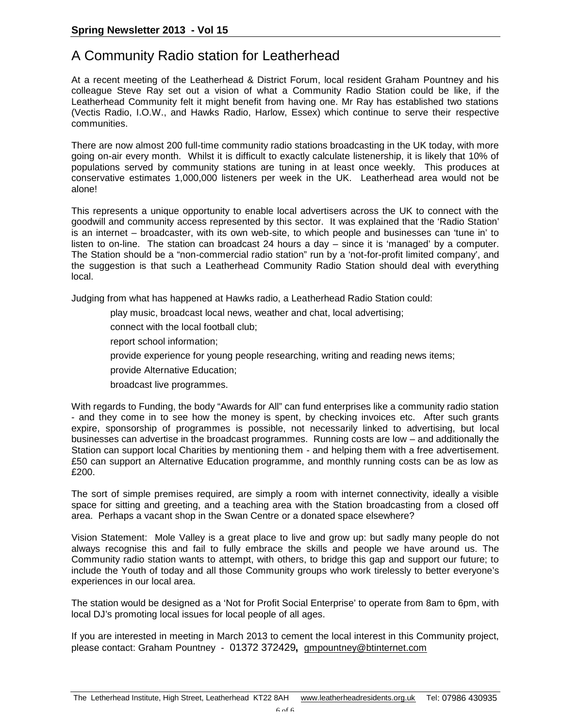# A Community Radio station for Leatherhead

At a recent meeting of the Leatherhead & District Forum, local resident Graham Pountney and his colleague Steve Ray set out a vision of what a Community Radio Station could be like, if the Leatherhead Community felt it might benefit from having one. Mr Ray has established two stations (Vectis Radio, I.O.W., and Hawks Radio, Harlow, Essex) which continue to serve their respective communities.

There are now almost 200 full-time community radio stations broadcasting in the UK today, with more going on-air every month. Whilst it is difficult to exactly calculate listenership, it is likely that 10% of populations served by community stations are tuning in at least once weekly. This produces at conservative estimates 1,000,000 listeners per week in the UK. Leatherhead area would not be alone!

This represents a unique opportunity to enable local advertisers across the UK to connect with the goodwill and community access represented by this sector. It was explained that the 'Radio Station' is an internet – broadcaster, with its own web-site, to which people and businesses can 'tune in' to listen to on-line. The station can broadcast 24 hours a day – since it is 'managed' by a computer. The Station should be a "non-commercial radio station" run by a 'not-for-profit limited company', and the suggestion is that such a Leatherhead Community Radio Station should deal with everything local.

Judging from what has happened at Hawks radio, a Leatherhead Radio Station could:

- play music, broadcast local news, weather and chat, local advertising;
- connect with the local football club;
- report school information;
- provide experience for young people researching, writing and reading news items;
- provide Alternative Education;
- broadcast live programmes.

With regards to Funding, the body "Awards for All" can fund enterprises like a community radio station - and they come in to see how the money is spent, by checking invoices etc. After such grants expire, sponsorship of programmes is possible, not necessarily linked to advertising, but local businesses can advertise in the broadcast programmes. Running costs are low – and additionally the Station can support local Charities by mentioning them - and helping them with a free advertisement. £50 can support an Alternative Education programme, and monthly running costs can be as low as £200.

The sort of simple premises required, are simply a room with internet connectivity, ideally a visible space for sitting and greeting, and a teaching area with the Station broadcasting from a closed off area. Perhaps a vacant shop in the Swan Centre or a donated space elsewhere?

Vision Statement: Mole Valley is a great place to live and grow up: but sadly many people do not always recognise this and fail to fully embrace the skills and people we have around us. The Community radio station wants to attempt, with others, to bridge this gap and support our future; to include the Youth of today and all those Community groups who work tirelessly to better everyone's experiences in our local area.

The station would be designed as a 'Not for Profit Social Enterprise' to operate from 8am to 6pm, with local DJ's promoting local issues for local people of all ages.

If you are interested in meeting in March 2013 to cement the local interest in this Community project, please contact: Graham Pountney - 01372 372429**,** gmpountney@btinternet.com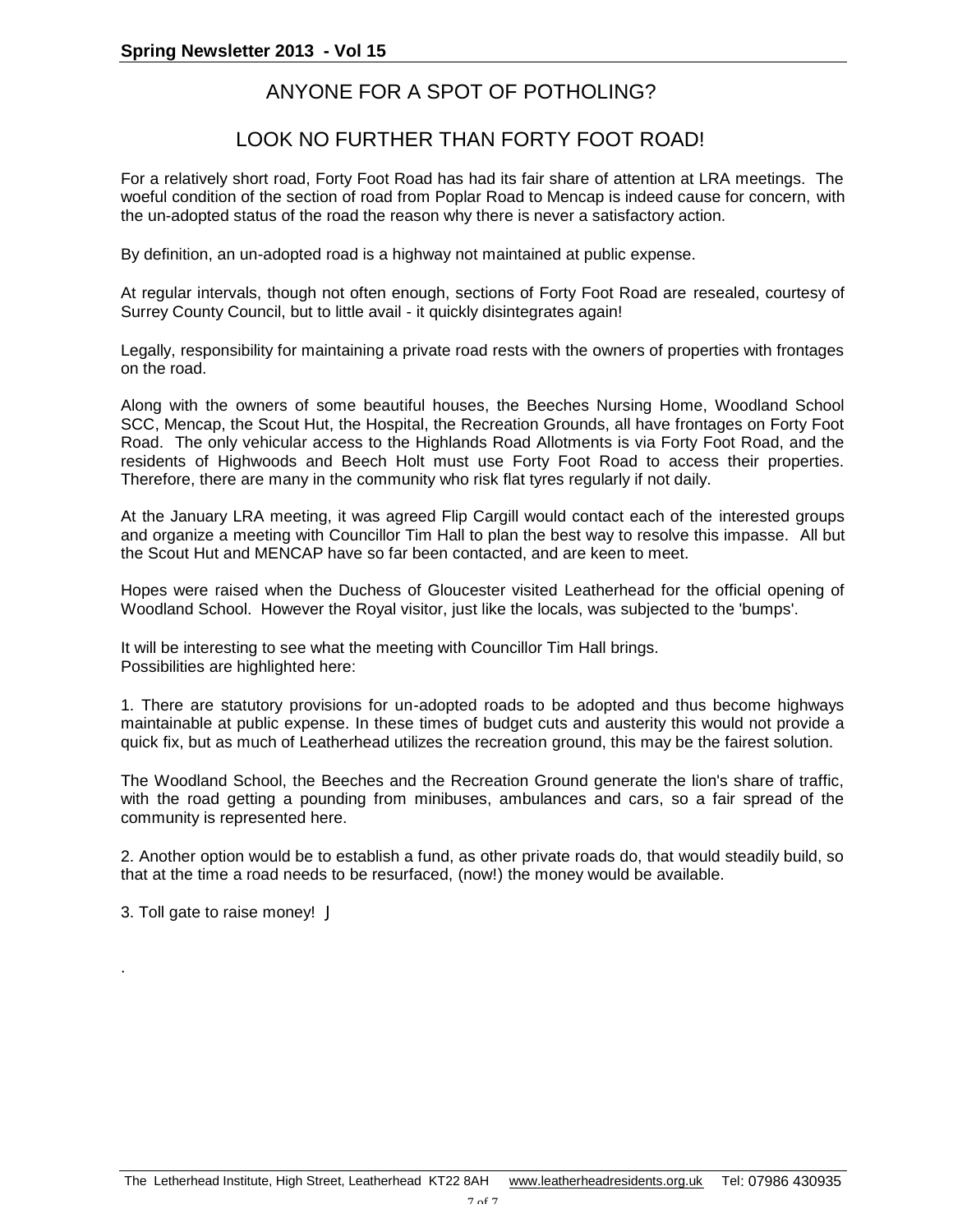## ANYONE FOR A SPOT OF POTHOLING?

## LOOK NO FURTHER THAN FORTY FOOT ROAD!

For a relatively short road, Forty Foot Road has had its fair share of attention at LRA meetings. The woeful condition of the section of road from Poplar Road to Mencap is indeed cause for concern, with the un-adopted status of the road the reason why there is never a satisfactory action.

By definition, an un-adopted road is a highway not maintained at public expense.

At regular intervals, though not often enough, sections of Forty Foot Road are resealed, courtesy of Surrey County Council, but to little avail - it quickly disintegrates again!

Legally, responsibility for maintaining a private road rests with the owners of properties with frontages on the road.

Along with the owners of some beautiful houses, the Beeches Nursing Home, Woodland School SCC, Mencap, the Scout Hut, the Hospital, the Recreation Grounds, all have frontages on Forty Foot Road. The only vehicular access to the Highlands Road Allotments is via Forty Foot Road, and the residents of Highwoods and Beech Holt must use Forty Foot Road to access their properties. Therefore, there are many in the community who risk flat tyres regularly if not daily.

At the January LRA meeting, it was agreed Flip Cargill would contact each of the interested groups and organize a meeting with Councillor Tim Hall to plan the best way to resolve this impasse. All but the Scout Hut and MENCAP have so far been contacted, and are keen to meet.

Hopes were raised when the Duchess of Gloucester visited Leatherhead for the official opening of Woodland School. However the Royal visitor, just like the locals, was subjected to the 'bumps'.

It will be interesting to see what the meeting with Councillor Tim Hall brings.
Possibilities are highlighted here:

1. There are statutory provisions for un-adopted roads to be adopted and thus become highways maintainable at public expense. In these times of budget cuts and austerity this would not provide a quick fix, but as much of Leatherhead utilizes the recreation ground, this may be the fairest solution.

The Woodland School, the Beeches and the Recreation Ground generate the lion's share of traffic, with the road getting a pounding from minibuses, ambulances and cars, so a fair spread of the community is represented here.

2. Another option would be to establish a fund, as other private roads do, that would steadily build, so that at the time a road needs to be resurfaced, (now!) the money would be available.

3. Toll gate to raise money! J

.

The Letherhead Institute, High Street, Leatherhead KT22 8AH www.leatherheadresidents.org.uk Tel: 07986 430935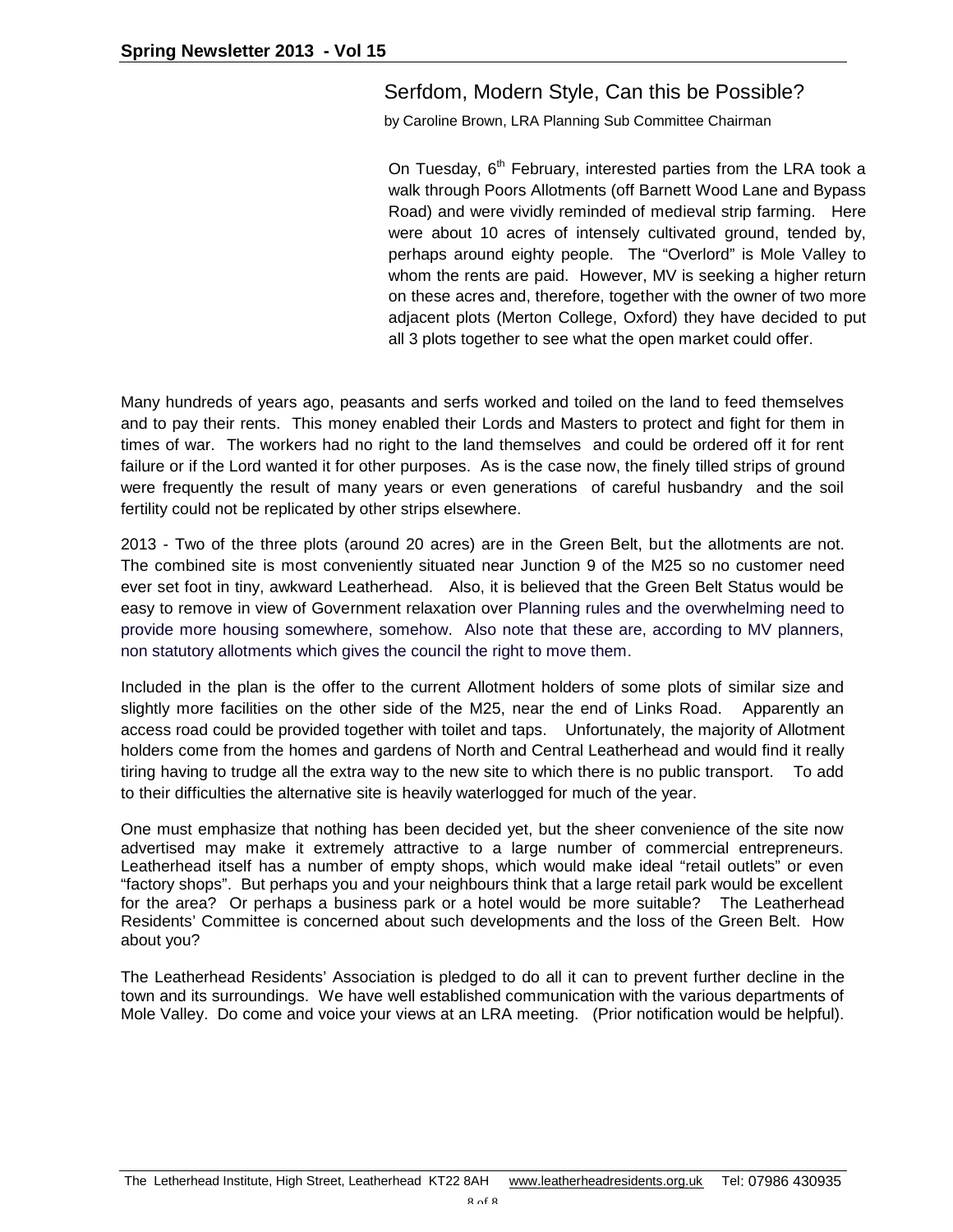## Serfdom, Modern Style, Can this be Possible?

by Caroline Brown, LRA Planning Sub Committee Chairman

On Tuesday, 6th February, interested parties from the LRA took a walk through Poors Allotments (off Barnett Wood Lane and Bypass Road) and were vividly reminded of medieval strip farming. Here were about 10 acres of intensely cultivated ground, tended by, perhaps around eighty people. The "Overlord" is Mole Valley to whom the rents are paid. However, MV is seeking a higher return on these acres and, therefore, together with the owner of two more adjacent plots (Merton College, Oxford) they have decided to put all 3 plots together to see what the open market could offer.

Many hundreds of years ago, peasants and serfs worked and toiled on the land to feed themselves and to pay their rents. This money enabled their Lords and Masters to protect and fight for them in times of war. The workers had no right to the land themselves and could be ordered off it for rent failure or if the Lord wanted it for other purposes. As is the case now, the finely tilled strips of ground were frequently the result of many years or even generations of careful husbandry and the soil fertility could not be replicated by other strips elsewhere.

2013 - Two of the three plots (around 20 acres) are in the Green Belt, but the allotments are not. The combined site is most conveniently situated near Junction 9 of the M25 so no customer need ever set foot in tiny, awkward Leatherhead. Also, it is believed that the Green Belt Status would be easy to remove in view of Government relaxation over Planning rules and the overwhelming need to provide more housing somewhere, somehow. Also note that these are, according to MV planners, non statutory allotments which gives the council the right to move them.

Included in the plan is the offer to the current Allotment holders of some plots of similar size and slightly more facilities on the other side of the M25, near the end of Links Road. Apparently an access road could be provided together with toilet and taps. Unfortunately, the majority of Allotment holders come from the homes and gardens of North and Central Leatherhead and would find it really tiring having to trudge all the extra way to the new site to which there is no public transport. To add to their difficulties the alternative site is heavily waterlogged for much of the year.

One must emphasize that nothing has been decided yet, but the sheer convenience of the site now advertised may make it extremely attractive to a large number of commercial entrepreneurs. Leatherhead itself has a number of empty shops, which would make ideal "retail outlets" or even "factory shops". But perhaps you and your neighbours think that a large retail park would be excellent for the area? Or perhaps a business park or a hotel would be more suitable? The Leatherhead Residents' Committee is concerned about such developments and the loss of the Green Belt. How about you?

The Leatherhead Residents' Association is pledged to do all it can to prevent further decline in the town and its surroundings. We have well established communication with the various departments of Mole Valley. Do come and voice your views at an LRA meeting. (Prior notification would be helpful).

The Letherhead Institute, High Street, Leatherhead KT22 8AH www.leatherheadresidents.org.uk Tel: 07986 430935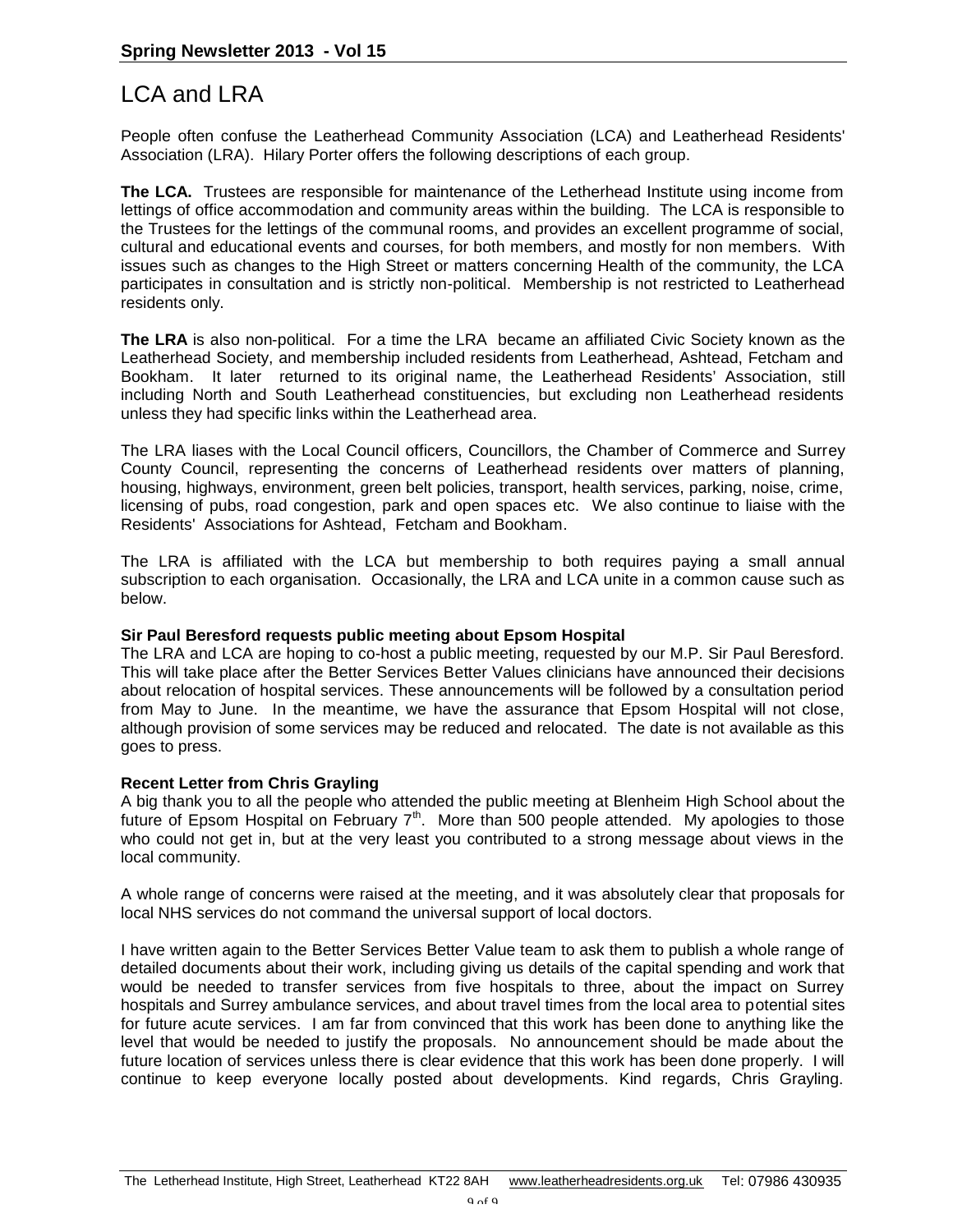# LCA and LRA

People often confuse the Leatherhead Community Association (LCA) and Leatherhead Residents' Association (LRA). Hilary Porter offers the following descriptions of each group.

**The LCA.** Trustees are responsible for maintenance of the Letherhead Institute using income from lettings of office accommodation and community areas within the building. The LCA is responsible to the Trustees for the lettings of the communal rooms, and provides an excellent programme of social, cultural and educational events and courses, for both members, and mostly for non members. With issues such as changes to the High Street or matters concerning Health of the community, the LCA participates in consultation and is strictly non-political. Membership is not restricted to Leatherhead residents only.

**The LRA** is also non-political. For a time the LRA became an affiliated Civic Society known as the Leatherhead Society, and membership included residents from Leatherhead, Ashtead, Fetcham and Bookham. It later returned to its original name, the Leatherhead Residents' Association, still including North and South Leatherhead constituencies, but excluding non Leatherhead residents unless they had specific links within the Leatherhead area.

The LRA liases with the Local Council officers, Councillors, the Chamber of Commerce and Surrey County Council, representing the concerns of Leatherhead residents over matters of planning, housing, highways, environment, green belt policies, transport, health services, parking, noise, crime, licensing of pubs, road congestion, park and open spaces etc. We also continue to liaise with the Residents' Associations for Ashtead, Fetcham and Bookham.

The LRA is affiliated with the LCA but membership to both requires paying a small annual subscription to each organisation. Occasionally, the LRA and LCA unite in a common cause such as below.

**Sir Paul Beresford requests public meeting about Epsom Hospital**

The LRA and LCA are hoping to co-host a public meeting, requested by our M.P. Sir Paul Beresford. This will take place after the Better Services Better Values clinicians have announced their decisions about relocation of hospital services. These announcements will be followed by a consultation period from May to June. In the meantime, we have the assurance that Epsom Hospital will not close, although provision of some services may be reduced and relocated. The date is not available as this goes to press.

**Recent Letter from Chris Grayling**

A big thank you to all the people who attended the public meeting at Blenheim High School about the future of Epsom Hospital on February 7th. More than 500 people attended. My apologies to those who could not get in, but at the very least you contributed to a strong message about views in the local community.

A whole range of concerns were raised at the meeting, and it was absolutely clear that proposals for local NHS services do not command the universal support of local doctors.

I have written again to the Better Services Better Value team to ask them to publish a whole range of detailed documents about their work, including giving us details of the capital spending and work that would be needed to transfer services from five hospitals to three, about the impact on Surrey hospitals and Surrey ambulance services, and about travel times from the local area to potential sites for future acute services. I am far from convinced that this work has been done to anything like the level that would be needed to justify the proposals. No announcement should be made about the future location of services unless there is clear evidence that this work has been done properly. I will continue to keep everyone locally posted about developments. Kind regards, Chris Grayling.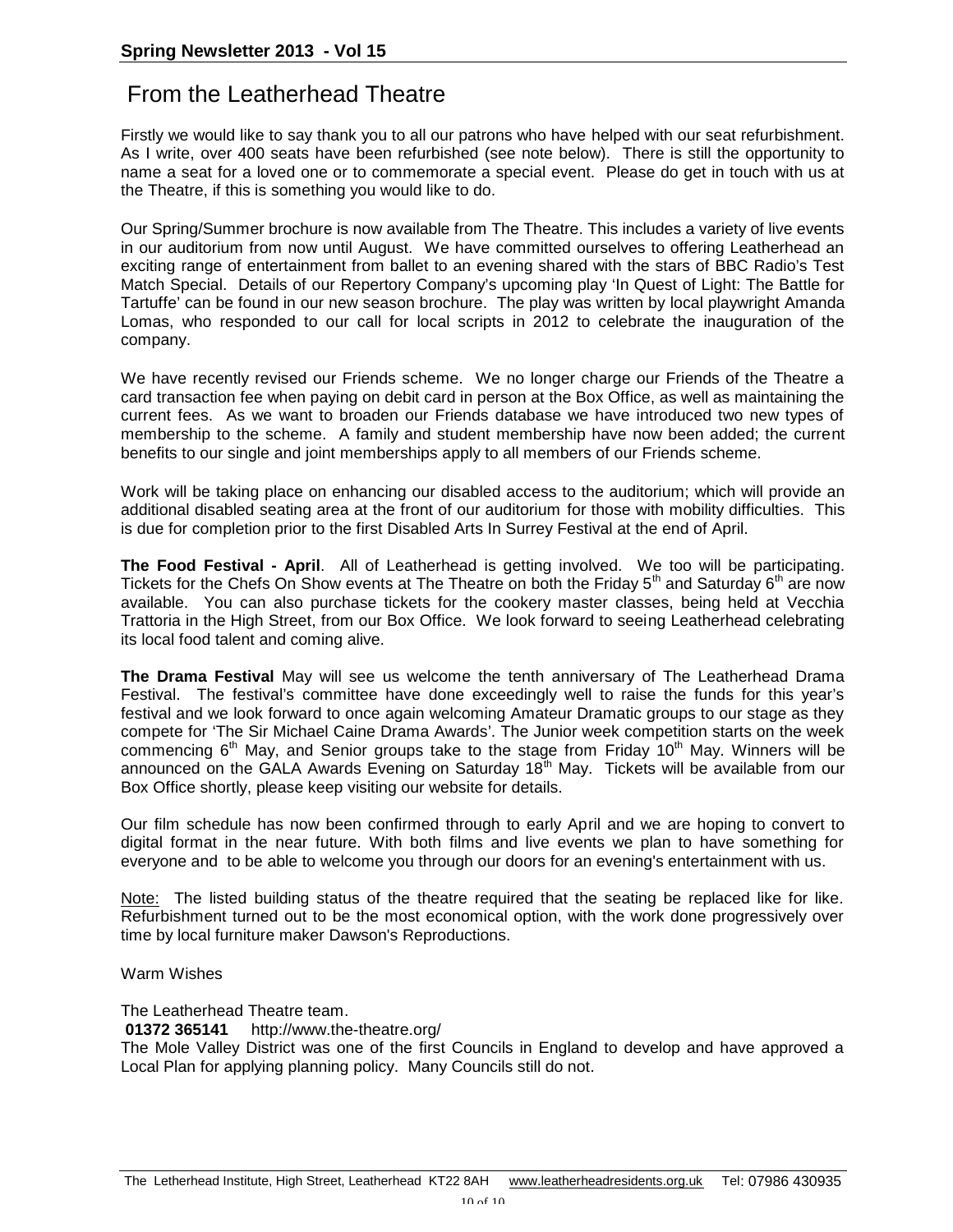# From the Leatherhead Theatre

Firstly we would like to say thank you to all our patrons who have helped with our seat refurbishment. As I write, over 400 seats have been refurbished (see note below). There is still the opportunity to name a seat for a loved one or to commemorate a special event. Please do get in touch with us at the Theatre, if this is something you would like to do.

Our Spring/Summer brochure is now available from The Theatre. This includes a variety of live events in our auditorium from now until August. We have committed ourselves to offering Leatherhead an exciting range of entertainment from ballet to an evening shared with the stars of BBC Radio's Test Match Special. Details of our Repertory Company's upcoming play 'In Quest of Light: The Battle for Tartuffe' can be found in our new season brochure. The play was written by local playwright Amanda Lomas, who responded to our call for local scripts in 2012 to celebrate the inauguration of the company.

We have recently revised our Friends scheme. We no longer charge our Friends of the Theatre a card transaction fee when paying on debit card in person at the Box Office, as well as maintaining the current fees. As we want to broaden our Friends database we have introduced two new types of membership to the scheme. A family and student membership have now been added; the current benefits to our single and joint memberships apply to all members of our Friends scheme.

Work will be taking place on enhancing our disabled access to the auditorium; which will provide an additional disabled seating area at the front of our auditorium for those with mobility difficulties. This is due for completion prior to the first Disabled Arts In Surrey Festival at the end of April.

**The Food Festival - April**. All of Leatherhead is getting involved. We too will be participating. Tickets for the Chefs On Show events at The Theatre on both the Friday 5th and Saturday 6th are now available. You can also purchase tickets for the cookery master classes, being held at Vecchia Trattoria in the High Street, from our Box Office. We look forward to seeing Leatherhead celebrating its local food talent and coming alive.

**The Drama Festival** May will see us welcome the tenth anniversary of The Leatherhead Drama Festival. The festival's committee have done exceedingly well to raise the funds for this year's festival and we look forward to once again welcoming Amateur Dramatic groups to our stage as they compete for 'The Sir Michael Caine Drama Awards'. The Junior week competition starts on the week commencing 6th May, and Senior groups take to the stage from Friday 10th May. Winners will be announced on the GALA Awards Evening on Saturday 18th May. Tickets will be available from our Box Office shortly, please keep visiting our website for details.

Our film schedule has now been confirmed through to early April and we are hoping to convert to digital format in the near future. With both films and live events we plan to have something for everyone and to be able to welcome you through our doors for an evening's entertainment with us.

Note: The listed building status of the theatre required that the seating be replaced like for like. Refurbishment turned out to be the most economical option, with the work done progressively over time by local furniture maker Dawson's Reproductions.

Warm Wishes

The Leatherhead Theatre team.

**01372 365141** http://www.the-theatre.org/

The Mole Valley District was one of the first Councils in England to develop and have approved a Local Plan for applying planning policy. Many Councils still do not.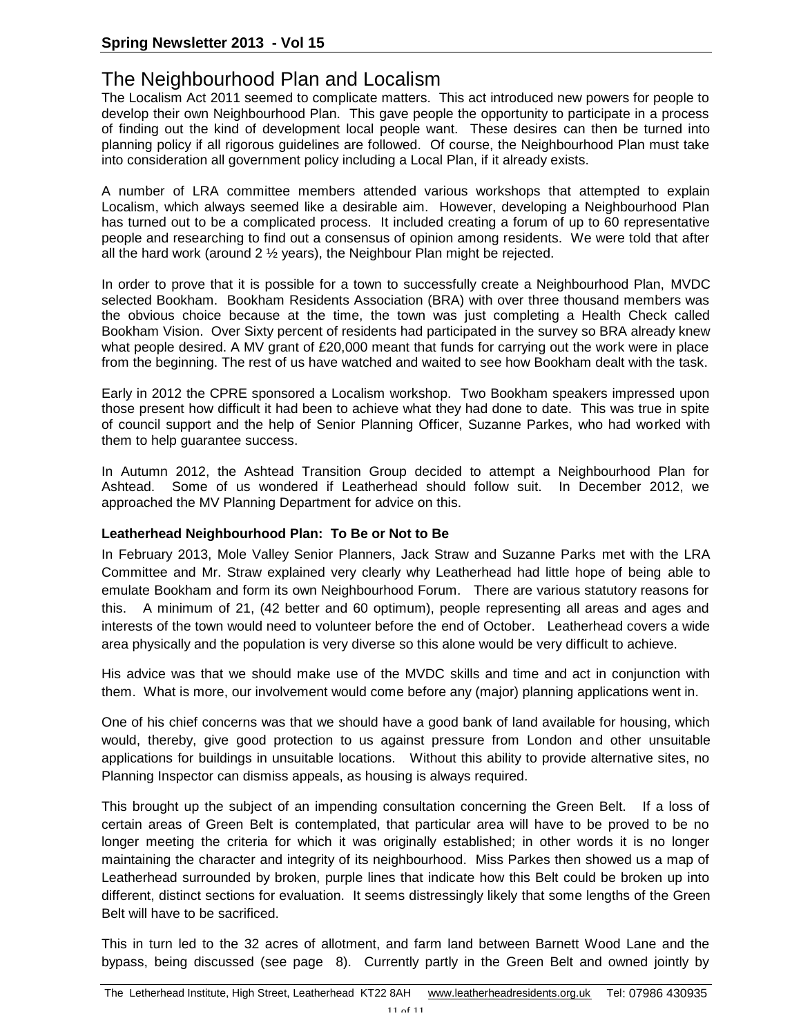# The Neighbourhood Plan and Localism

The Localism Act 2011 seemed to complicate matters. This act introduced new powers for people to develop their own Neighbourhood Plan. This gave people the opportunity to participate in a process of finding out the kind of development local people want. These desires can then be turned into planning policy if all rigorous guidelines are followed. Of course, the Neighbourhood Plan must take into consideration all government policy including a Local Plan, if it already exists.

A number of LRA committee members attended various workshops that attempted to explain Localism, which always seemed like a desirable aim. However, developing a Neighbourhood Plan has turned out to be a complicated process. It included creating a forum of up to 60 representative people and researching to find out a consensus of opinion among residents. We were told that after all the hard work (around 2 ½ years), the Neighbour Plan might be rejected.

In order to prove that it is possible for a town to successfully create a Neighbourhood Plan, MVDC selected Bookham. Bookham Residents Association (BRA) with over three thousand members was the obvious choice because at the time, the town was just completing a Health Check called Bookham Vision. Over Sixty percent of residents had participated in the survey so BRA already knew what people desired. A MV grant of £20,000 meant that funds for carrying out the work were in place from the beginning. The rest of us have watched and waited to see how Bookham dealt with the task.

Early in 2012 the CPRE sponsored a Localism workshop. Two Bookham speakers impressed upon those present how difficult it had been to achieve what they had done to date. This was true in spite of council support and the help of Senior Planning Officer, Suzanne Parkes, who had worked with them to help guarantee success.

In Autumn 2012, the Ashtead Transition Group decided to attempt a Neighbourhood Plan for Ashtead. Some of us wondered if Leatherhead should follow suit. In December 2012, we approached the MV Planning Department for advice on this.

**Leatherhead Neighbourhood Plan: To Be or Not to Be**

In February 2013, Mole Valley Senior Planners, Jack Straw and Suzanne Parks met with the LRA Committee and Mr. Straw explained very clearly why Leatherhead had little hope of being able to emulate Bookham and form its own Neighbourhood Forum. There are various statutory reasons for this. A minimum of 21, (42 better and 60 optimum), people representing all areas and ages and interests of the town would need to volunteer before the end of October. Leatherhead covers a wide area physically and the population is very diverse so this alone would be very difficult to achieve.

His advice was that we should make use of the MVDC skills and time and act in conjunction with them. What is more, our involvement would come before any (major) planning applications went in.

One of his chief concerns was that we should have a good bank of land available for housing, which would, thereby, give good protection to us against pressure from London and other unsuitable applications for buildings in unsuitable locations. Without this ability to provide alternative sites, no Planning Inspector can dismiss appeals, as housing is always required.

This brought up the subject of an impending consultation concerning the Green Belt. If a loss of certain areas of Green Belt is contemplated, that particular area will have to be proved to be no longer meeting the criteria for which it was originally established; in other words it is no longer maintaining the character and integrity of its neighbourhood. Miss Parkes then showed us a map of Leatherhead surrounded by broken, purple lines that indicate how this Belt could be broken up into different, distinct sections for evaluation. It seems distressingly likely that some lengths of the Green Belt will have to be sacrificed.

This in turn led to the 32 acres of allotment, and farm land between Barnett Wood Lane and the bypass, being discussed (see page 8). Currently partly in the Green Belt and owned jointly by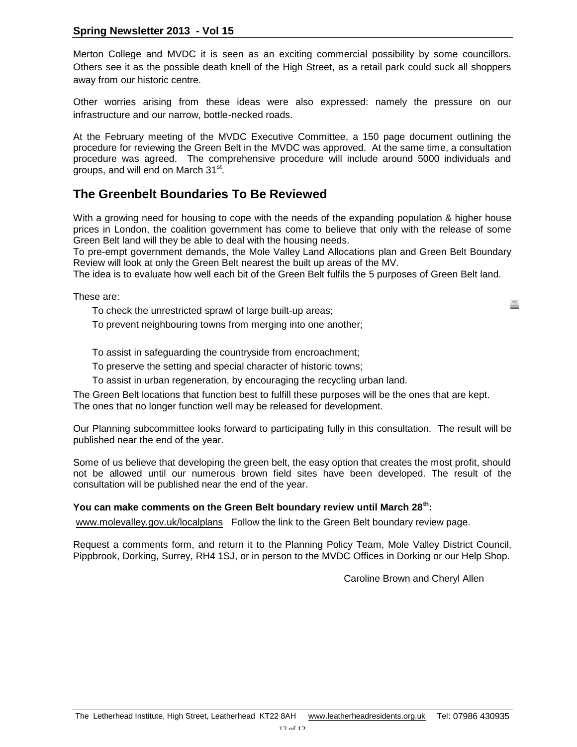Merton College and MVDC it is seen as an exciting commercial possibility by some councillors. Others see it as the possible death knell of the High Street, as a retail park could suck all shoppers away from our historic centre.

Other worries arising from these ideas were also expressed: namely the pressure on our infrastructure and our narrow, bottle-necked roads.

At the February meeting of the MVDC Executive Committee, a 150 page document outlining the procedure for reviewing the Green Belt in the MVDC was approved. At the same time, a consultation procedure was agreed. The comprehensive procedure will include around 5000 individuals and groups, and will end on March 31st.

## The Greenbelt Boundaries To Be Reviewed

With a growing need for housing to cope with the needs of the expanding population & higher house prices in London, the coalition government has come to believe that only with the release of some Green Belt land will they be able to deal with the housing needs.
To pre-empt government demands, the Mole Valley Land Allocations plan and Green Belt Boundary Review will look at only the Green Belt nearest the built up areas of the MV.
The idea is to evaluate how well each bit of the Green Belt fulfils the 5 purposes of Green Belt land.

These are:

- To check the unrestricted sprawl of large built-up areas;
- To prevent neighbouring towns from merging into one another;
- To assist in safeguarding the countryside from encroachment;
- To preserve the setting and special character of historic towns;
- To assist in urban regeneration, by encouraging the recycling urban land.

The Green Belt locations that function best to fulfill these purposes will be the ones that are kept.
The ones that no longer function well may be released for development.

Our Planning subcommittee looks forward to participating fully in this consultation. The result will be published near the end of the year.

Some of us believe that developing the green belt, the easy option that creates the most profit, should not be allowed until our numerous brown field sites have been developed. The result of the consultation will be published near the end of the year.

**You can make comments on the Green Belt boundary review until March 28th:**

www.molevalley.gov.uk/localplans Follow the link to the Green Belt boundary review page.

Request a comments form, and return it to the Planning Policy Team, Mole Valley District Council, Pippbrook, Dorking, Surrey, RH4 1SJ, or in person to the MVDC Offices in Dorking or our Help Shop.

Caroline Brown and Cheryl Allen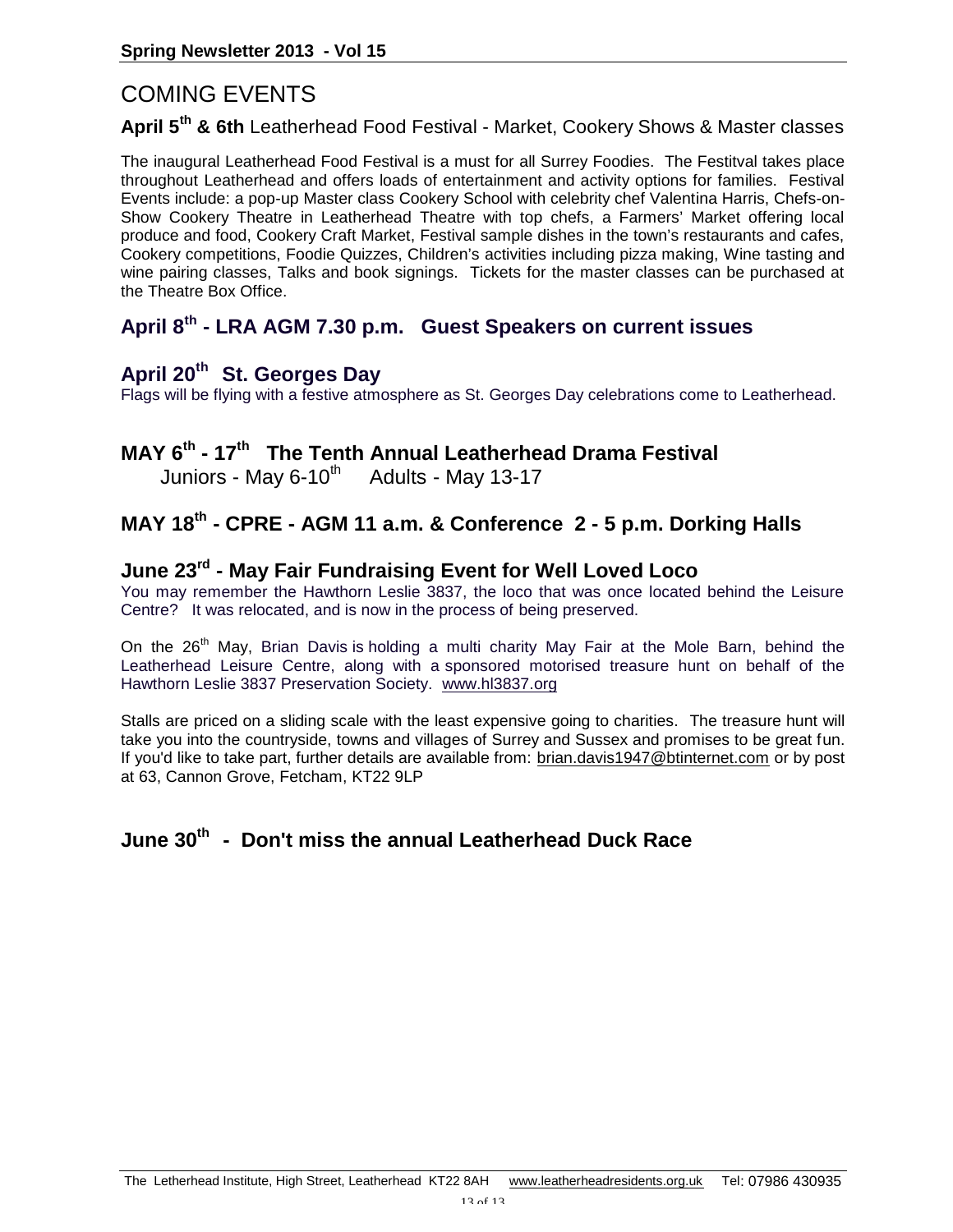# COMING EVENTS

### April 5th & 6th Leatherhead Food Festival - Market, Cookery Shows & Master classes

The inaugural Leatherhead Food Festival is a must for all Surrey Foodies. The Festitval takes place throughout Leatherhead and offers loads of entertainment and activity options for families. Festival Events include: a pop-up Master class Cookery School with celebrity chef Valentina Harris, Chefs-on-Show Cookery Theatre in Leatherhead Theatre with top chefs, a Farmers' Market offering local produce and food, Cookery Craft Market, Festival sample dishes in the town's restaurants and cafes, Cookery competitions, Foodie Quizzes, Children's activities including pizza making, Wine tasting and wine pairing classes, Talks and book signings. Tickets for the master classes can be purchased at the Theatre Box Office.

## April 8th - LRA AGM 7.30 p.m. Guest Speakers on current issues

## April 20th St. Georges Day

Flags will be flying with a festive atmosphere as St. Georges Day celebrations come to Leatherhead.

## MAY 6th - 17th The Tenth Annual Leatherhead Drama Festival

Juniors - May 6-10th Adults - May 13-17

## MAY 18th - CPRE - AGM 11 a.m. & Conference 2 - 5 p.m. Dorking Halls

## June 23rd - May Fair Fundraising Event for Well Loved Loco

You may remember the Hawthorn Leslie 3837, the loco that was once located behind the Leisure Centre? It was relocated, and is now in the process of being preserved.

On the 26th May, Brian Davis is holding a multi charity May Fair at the Mole Barn, behind the Leatherhead Leisure Centre, along with a sponsored motorised treasure hunt on behalf of the Hawthorn Leslie 3837 Preservation Society. www.hl3837.org

Stalls are priced on a sliding scale with the least expensive going to charities. The treasure hunt will take you into the countryside, towns and villages of Surrey and Sussex and promises to be great fun. If you'd like to take part, further details are available from: brian.davis1947@btinternet.com or by post at 63, Cannon Grove, Fetcham, KT22 9LP

## June 30th - Don't miss the annual Leatherhead Duck Race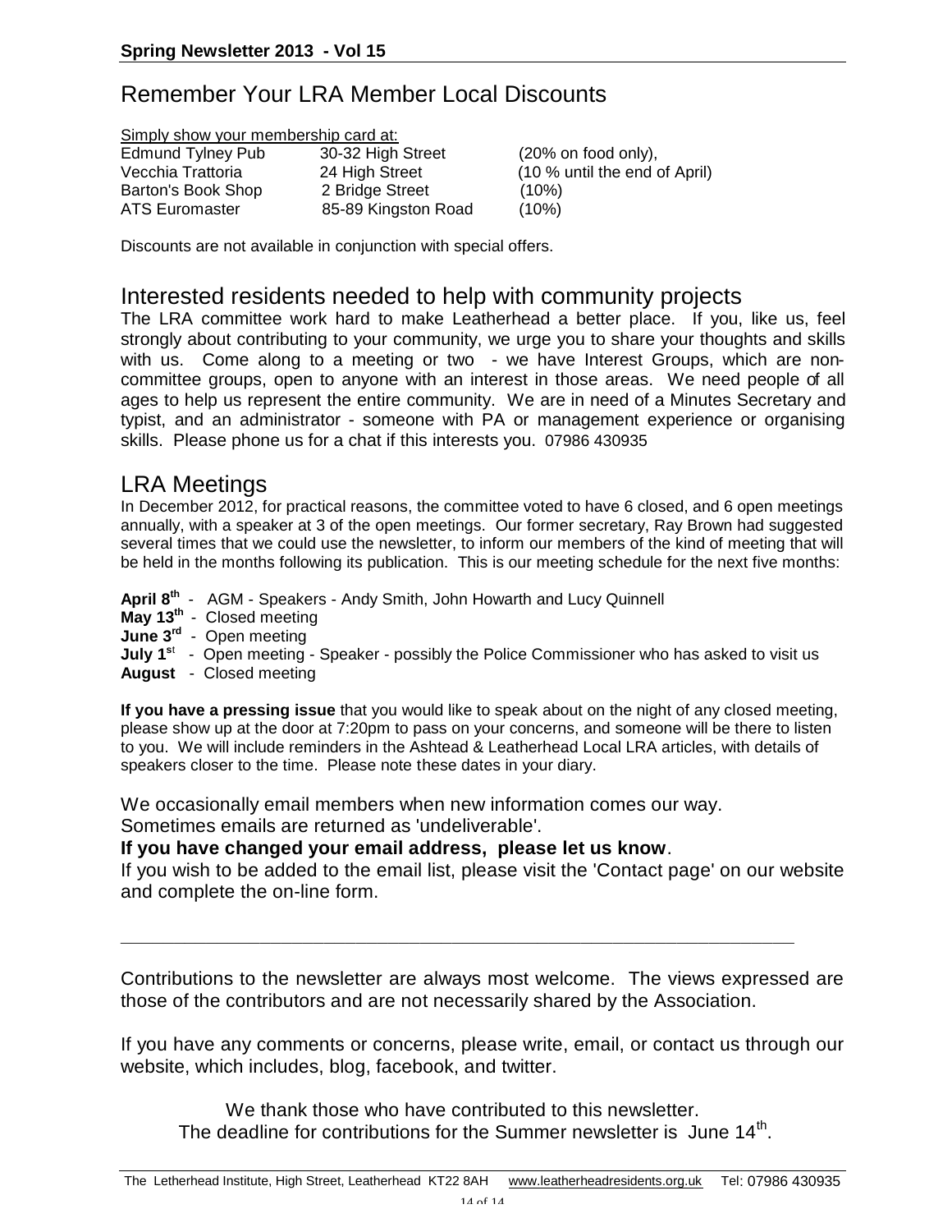## Remember Your LRA Member Local Discounts

Simply show your membership card at:

| | | |
|---|---|---|
| Edmund Tylney Pub | 30-32 High Street | (20% on food only), |
| Vecchia Trattoria | 24 High Street | (10 % until the end of April) |
| Barton's Book Shop | 2 Bridge Street | (10%) |
| ATS Euromaster | 85-89 Kingston Road | (10%) |

Discounts are not available in conjunction with special offers.

## Interested residents needed to help with community projects

The LRA committee work hard to make Leatherhead a better place. If you, like us, feel strongly about contributing to your community, we urge you to share your thoughts and skills with us. Come along to a meeting or two - we have Interest Groups, which are non-committee groups, open to anyone with an interest in those areas. We need people of all ages to help us represent the entire community. We are in need of a Minutes Secretary and typist, and an administrator - someone with PA or management experience or organising skills. Please phone us for a chat if this interests you. 07986 430935

## LRA Meetings

In December 2012, for practical reasons, the committee voted to have 6 closed, and 6 open meetings annually, with a speaker at 3 of the open meetings. Our former secretary, Ray Brown had suggested several times that we could use the newsletter, to inform our members of the kind of meeting that will be held in the months following its publication. This is our meeting schedule for the next five months:

**April 8th** - AGM - Speakers - Andy Smith, John Howarth and Lucy Quinnell
**May 13th** - Closed meeting
**June 3rd** - Open meeting
**July 1st** - Open meeting - Speaker - possibly the Police Commissioner who has asked to visit us
**August** - Closed meeting

**If you have a pressing issue** that you would like to speak about on the night of any closed meeting, please show up at the door at 7:20pm to pass on your concerns, and someone will be there to listen to you. We will include reminders in the Ashtead & Leatherhead Local LRA articles, with details of speakers closer to the time. Please note these dates in your diary.

We occasionally email members when new information comes our way.
Sometimes emails are returned as 'undeliverable'.
**If you have changed your email address, please let us know**.
If you wish to be added to the email list, please visit the 'Contact page' on our website and complete the on-line form.

---

Contributions to the newsletter are always most welcome. The views expressed are those of the contributors and are not necessarily shared by the Association.

If you have any comments or concerns, please write, email, or contact us through our website, which includes, blog, facebook, and twitter.

We thank those who have contributed to this newsletter.
The deadline for contributions for the Summer newsletter is June 14th.

The Letherhead Institute, High Street, Leatherhead KT22 8AH www.leatherheadresidents.org.uk Tel: 07986 430935